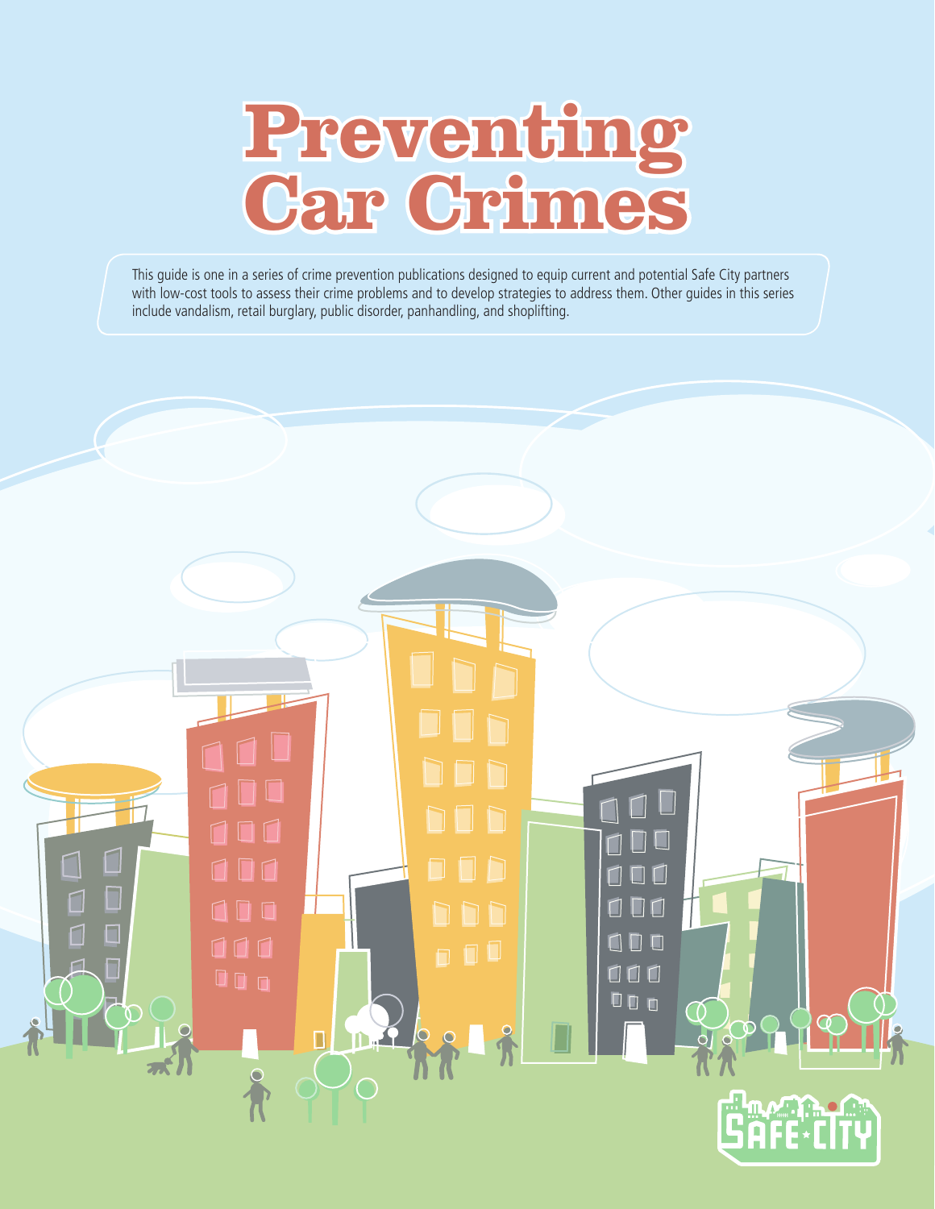# Preventing Car Crimes

This guide is one in a series of crime prevention publications designed to equip current and potential Safe City partners with low-cost tools to assess their crime problems and to develop strategies to address them. Other guides in this series include vandalism, retail burglary, public disorder, panhandling, and shoplifting.

SAFE CITY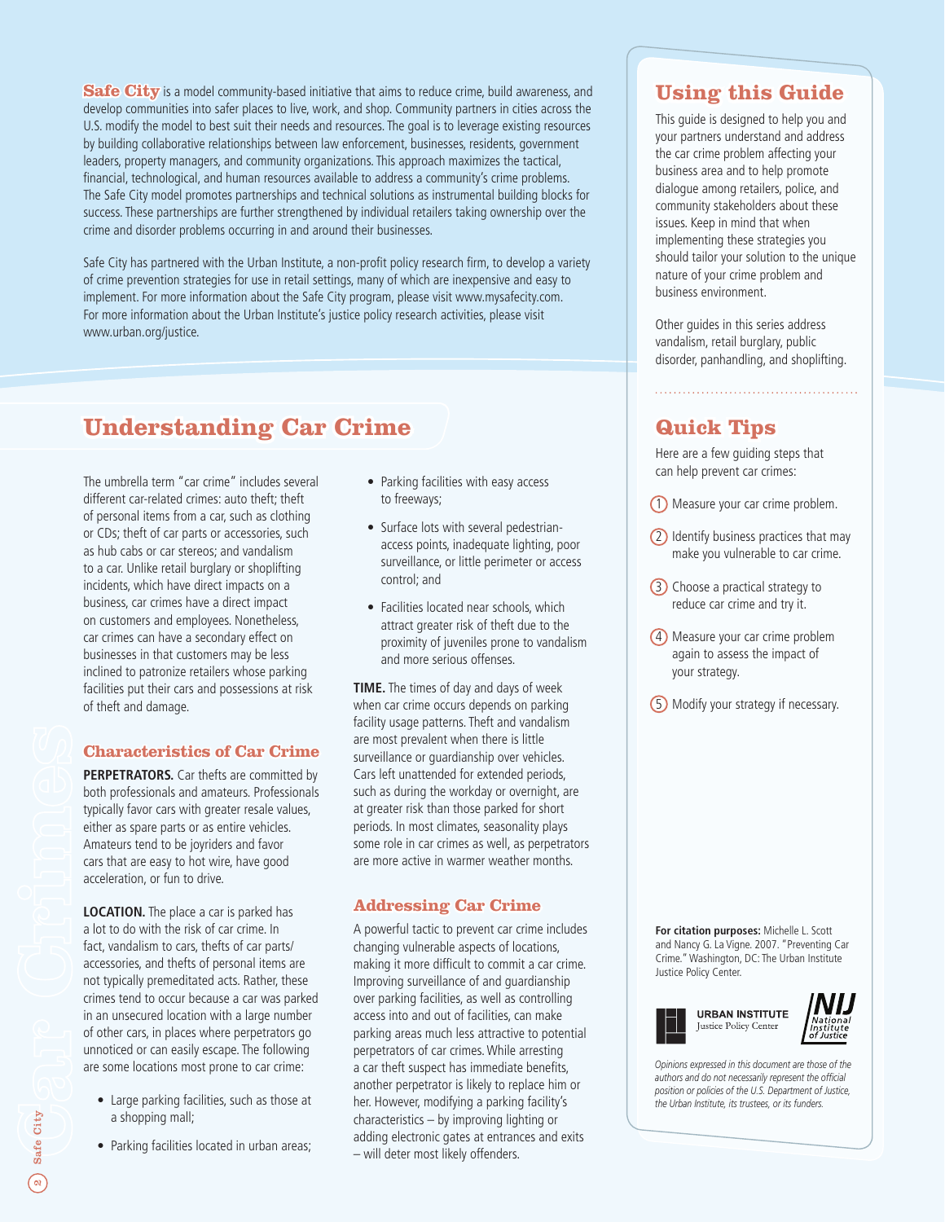**Safe City** is a model community-based initiative that aims to reduce crime, build awareness, and develop communities into safer places to live, work, and shop. Community partners in cities across the U.S. modify the model to best suit their needs and resources. The goal is to leverage existing resources by building collaborative relationships between law enforcement, businesses, residents, government leaders, property managers, and community organizations. This approach maximizes the tactical, financial, technological, and human resources available to address a community's crime problems. The Safe City model promotes partnerships and technical solutions as instrumental building blocks for success. These partnerships are further strengthened by individual retailers taking ownership over the crime and disorder problems occurring in and around their businesses.

Safe City has partnered with the Urban Institute, a non-profit policy research firm, to develop a variety of crime prevention strategies for use in retail settings, many of which are inexpensive and easy to implement. For more information about the Safe City program, please visit www.mysafecity.com. For more information about the Urban Institute's justice policy research activities, please visit www.urban.org/justice.

## Using this Guide

This guide is designed to help you and your partners understand and address the car crime problem affecting your business area and to help promote dialogue among retailers, police, and community stakeholders about these issues. Keep in mind that when implementing these strategies you should tailor your solution to the unique nature of your crime problem and business environment.

Other guides in this series address vandalism, retail burglary, public disorder, panhandling, and shoplifting.

## Quick Tips

Here are a few guiding steps that can help prevent car crimes:

1. Measure your car crime problem.
2. Identify business practices that may make you vulnerable to car crime.
3. Choose a practical strategy to reduce car crime and try it.
4. Measure your car crime problem again to assess the impact of your strategy.
5. Modify your strategy if necessary.

# Understanding Car Crime

The umbrella term "car crime" includes several different car-related crimes: auto theft; theft of personal items from a car, such as clothing or CDs; theft of car parts or accessories, such as hub cabs or car stereos; and vandalism to a car. Unlike retail burglary or shoplifting incidents, which have direct impacts on a business, car crimes have a direct impact on customers and employees. Nonetheless, car crimes can have a secondary effect on businesses in that customers may be less inclined to patronize retailers whose parking facilities put their cars and possessions at risk of theft and damage.

## Characteristics of Car Crime

**PERPETRATORS.** Car thefts are committed by both professionals and amateurs. Professionals typically favor cars with greater resale values, either as spare parts or as entire vehicles. Amateurs tend to be joyriders and favor cars that are easy to hot wire, have good acceleration, or fun to drive.

**LOCATION.** The place a car is parked has a lot to do with the risk of car crime. In fact, vandalism to cars, thefts of car parts/accessories, and thefts of personal items are not typically premeditated acts. Rather, these crimes tend to occur because a car was parked in an unsecured location with a large number of other cars, in places where perpetrators go unnoticed or can easily escape. The following are some locations most prone to car crime:

- Large parking facilities, such as those at a shopping mall;
- Parking facilities located in urban areas;
- Parking facilities with easy access to freeways;
- Surface lots with several pedestrian-access points, inadequate lighting, poor surveillance, or little perimeter or access control; and
- Facilities located near schools, which attract greater risk of theft due to the proximity of juveniles prone to vandalism and more serious offenses.

**TIME.** The times of day and days of week when car crime occurs depends on parking facility usage patterns. Theft and vandalism are most prevalent when there is little surveillance or guardianship over vehicles. Cars left unattended for extended periods, such as during the workday or overnight, are at greater risk than those parked for short periods. In most climates, seasonality plays some role in car crimes as well, as perpetrators are more active in warmer weather months.

## Addressing Car Crime

A powerful tactic to prevent car crime includes changing vulnerable aspects of locations, making it more difficult to commit a car crime. Improving surveillance of and guardianship over parking facilities, as well as controlling access into and out of facilities, can make parking areas much less attractive to potential perpetrators of car crimes. While arresting a car theft suspect has immediate benefits, another perpetrator is likely to replace him or her. However, modifying a parking facility's characteristics – by improving lighting or adding electronic gates at entrances and exits – will deter most likely offenders.

**For citation purposes:** Michelle L. Scott and Nancy G. La Vigne. 2007. "Preventing Car Crime." Washington, DC: The Urban Institute Justice Policy Center.

URBAN INSTITUTE Justice Policy Center

NIJ National Institute of Justice

*Opinions expressed in this document are those of the authors and do not necessarily represent the official position or policies of the U.S. Department of Justice, the Urban Institute, its trustees, or its funders.*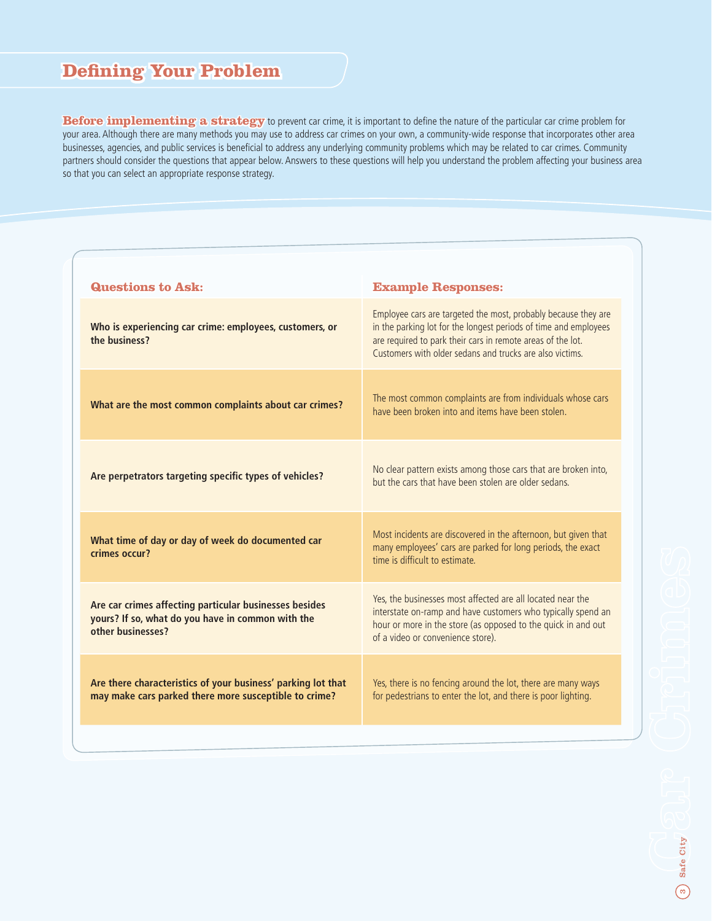# Defining Your Problem

**Before implementing a strategy** to prevent car crime, it is important to define the nature of the particular car crime problem for your area. Although there are many methods you may use to address car crimes on your own, a community-wide response that incorporates other area businesses, agencies, and public services is beneficial to address any underlying community problems which may be related to car crimes. Community partners should consider the questions that appear below. Answers to these questions will help you understand the problem affecting your business area so that you can select an appropriate response strategy.

| Questions to Ask: | Example Responses: |
|---|---|
| **Who is experiencing car crime: employees, customers, or the business?** | Employee cars are targeted the most, probably because they are in the parking lot for the longest periods of time and employees are required to park their cars in remote areas of the lot. Customers with older sedans and trucks are also victims. |
| **What are the most common complaints about car crimes?** | The most common complaints are from individuals whose cars have been broken into and items have been stolen. |
| **Are perpetrators targeting specific types of vehicles?** | No clear pattern exists among those cars that are broken into, but the cars that have been stolen are older sedans. |
| **What time of day or day of week do documented car crimes occur?** | Most incidents are discovered in the afternoon, but given that many employees' cars are parked for long periods, the exact time is difficult to estimate. |
| **Are car crimes affecting particular businesses besides yours? If so, what do you have in common with the other businesses?** | Yes, the businesses most affected are all located near the interstate on-ramp and have customers who typically spend an hour or more in the store (as opposed to the quick in and out of a video or convenience store). |
| **Are there characteristics of your business' parking lot that may make cars parked there more susceptible to crime?** | Yes, there is no fencing around the lot, there are many ways for pedestrians to enter the lot, and there is poor lighting. |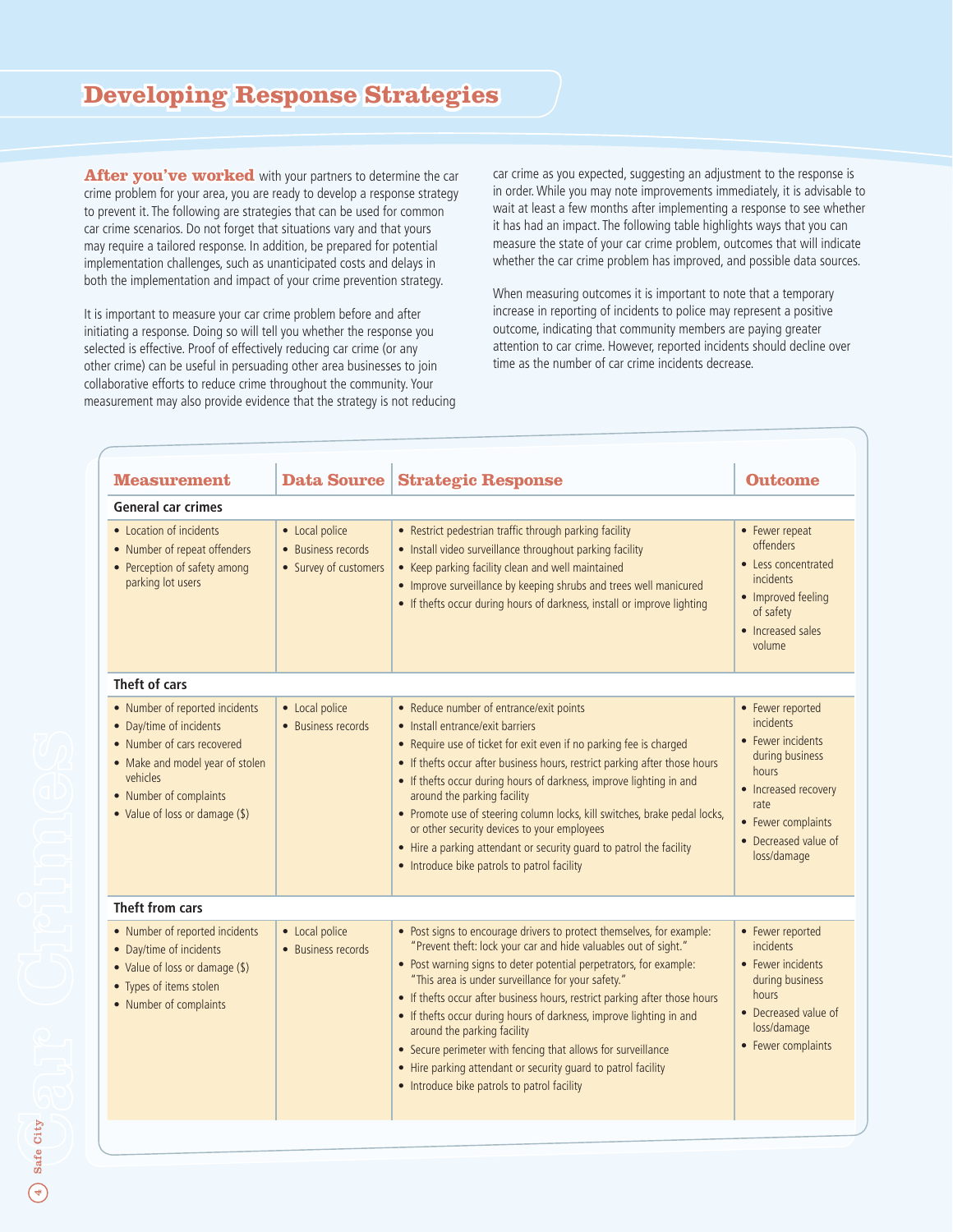# Developing Response Strategies

**After you've worked** with your partners to determine the car crime problem for your area, you are ready to develop a response strategy to prevent it. The following are strategies that can be used for common car crime scenarios. Do not forget that situations vary and that yours may require a tailored response. In addition, be prepared for potential implementation challenges, such as unanticipated costs and delays in both the implementation and impact of your crime prevention strategy.

It is important to measure your car crime problem before and after initiating a response. Doing so will tell you whether the response you selected is effective. Proof of effectively reducing car crime (or any other crime) can be useful in persuading other area businesses to join collaborative efforts to reduce crime throughout the community. Your measurement may also provide evidence that the strategy is not reducing car crime as you expected, suggesting an adjustment to the response is in order. While you may note improvements immediately, it is advisable to wait at least a few months after implementing a response to see whether it has had an impact. The following table highlights ways that you can measure the state of your car crime problem, outcomes that will indicate whether the car crime problem has improved, and possible data sources.

When measuring outcomes it is important to note that a temporary increase in reporting of incidents to police may represent a positive outcome, indicating that community members are paying greater attention to car crime. However, reported incidents should decline over time as the number of car crime incidents decrease.

| Measurement | Data Source | Strategic Response | Outcome |
|---|---|---|---|
| **General car crimes** | | | |
| • Location of incidents<br>• Number of repeat offenders<br>• Perception of safety among parking lot users | • Local police<br>• Business records<br>• Survey of customers | • Restrict pedestrian traffic through parking facility<br>• Install video surveillance throughout parking facility<br>• Keep parking facility clean and well maintained<br>• Improve surveillance by keeping shrubs and trees well manicured<br>• If thefts occur during hours of darkness, install or improve lighting | • Fewer repeat offenders<br>• Less concentrated incidents<br>• Improved feeling of safety<br>• Increased sales volume |
| **Theft of cars** | | | |
| • Number of reported incidents<br>• Day/time of incidents<br>• Number of cars recovered<br>• Make and model year of stolen vehicles<br>• Number of complaints<br>• Value of loss or damage ($) | • Local police<br>• Business records | • Reduce number of entrance/exit points<br>• Install entrance/exit barriers<br>• Require use of ticket for exit even if no parking fee is charged<br>• If thefts occur after business hours, restrict parking after those hours<br>• If thefts occur during hours of darkness, improve lighting in and around the parking facility<br>• Promote use of steering column locks, kill switches, brake pedal locks, or other security devices to your employees<br>• Hire a parking attendant or security guard to patrol the facility<br>• Introduce bike patrols to patrol facility | • Fewer reported incidents<br>• Fewer incidents during business hours<br>• Increased recovery rate<br>• Fewer complaints<br>• Decreased value of loss/damage |
| **Theft from cars** | | | |
| • Number of reported incidents<br>• Day/time of incidents<br>• Value of loss or damage ($)<br>• Types of items stolen<br>• Number of complaints | • Local police<br>• Business records | • Post signs to encourage drivers to protect themselves, for example: "Prevent theft: lock your car and hide valuables out of sight."<br>• Post warning signs to deter potential perpetrators, for example: "This area is under surveillance for your safety."<br>• If thefts occur after business hours, restrict parking after those hours<br>• If thefts occur during hours of darkness, improve lighting in and around the parking facility<br>• Secure perimeter with fencing that allows for surveillance<br>• Hire parking attendant or security guard to patrol facility<br>• Introduce bike patrols to patrol facility | • Fewer reported incidents<br>• Fewer incidents during business hours<br>• Decreased value of loss/damage<br>• Fewer complaints |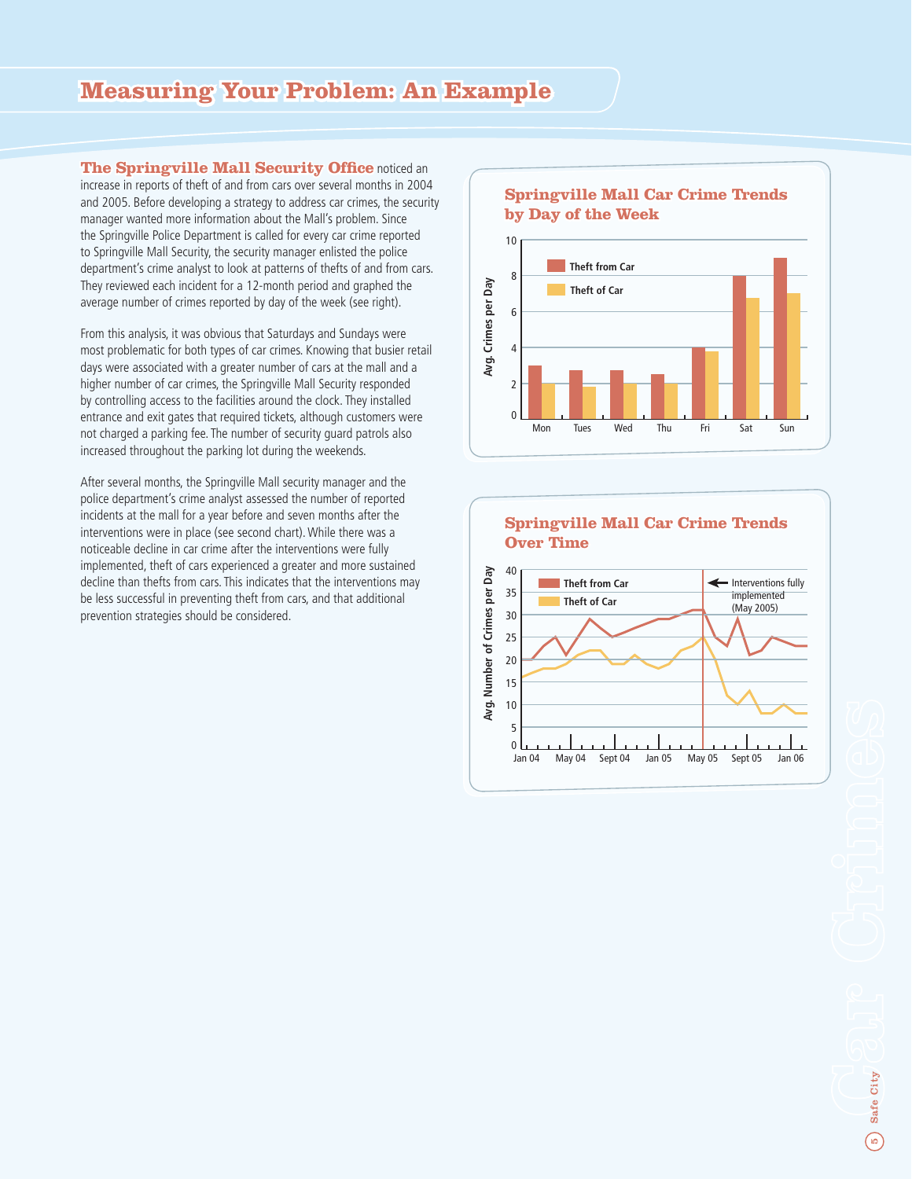# Measuring Your Problem: An Example

**The Springville Mall Security Office** noticed an increase in reports of theft of and from cars over several months in 2004 and 2005. Before developing a strategy to address car crimes, the security manager wanted more information about the Mall's problem. Since the Springville Police Department is called for every car crime reported to Springville Mall Security, the security manager enlisted the police department's crime analyst to look at patterns of thefts of and from cars. They reviewed each incident for a 12-month period and graphed the average number of crimes reported by day of the week (see right).

From this analysis, it was obvious that Saturdays and Sundays were most problematic for both types of car crimes. Knowing that busier retail days were associated with a greater number of cars at the mall and a higher number of car crimes, the Springville Mall Security responded by controlling access to the facilities around the clock. They installed entrance and exit gates that required tickets, although customers were not charged a parking fee. The number of security guard patrols also increased throughout the parking lot during the weekends.

After several months, the Springville Mall security manager and the police department's crime analyst assessed the number of reported incidents at the mall for a year before and seven months after the interventions were in place (see second chart). While there was a noticeable decline in car crime after the interventions were fully implemented, theft of cars experienced a greater and more sustained decline than thefts from cars. This indicates that the interventions may be less successful in preventing theft from cars, and that additional prevention strategies should be considered.

## Springville Mall Car Crime Trends by Day of the Week

## Springville Mall Car Crime Trends Over Time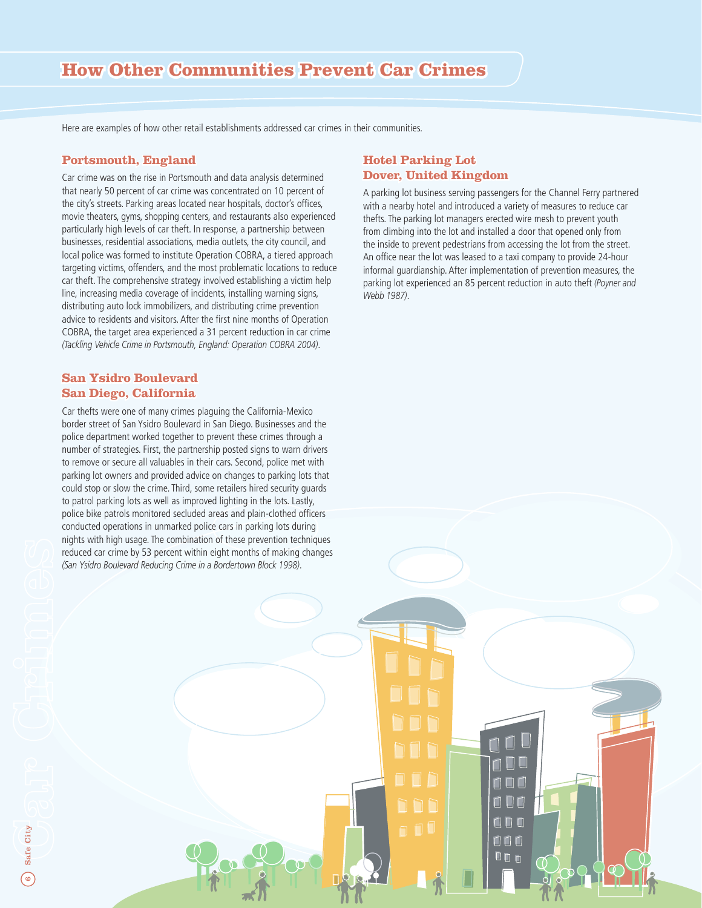# How Other Communities Prevent Car Crimes

Here are examples of how other retail establishments addressed car crimes in their communities.

## Portsmouth, England

Car crime was on the rise in Portsmouth and data analysis determined that nearly 50 percent of car crime was concentrated on 10 percent of the city's streets. Parking areas located near hospitals, doctor's offices, movie theaters, gyms, shopping centers, and restaurants also experienced particularly high levels of car theft. In response, a partnership between businesses, residential associations, media outlets, the city council, and local police was formed to institute Operation COBRA, a tiered approach targeting victims, offenders, and the most problematic locations to reduce car theft. The comprehensive strategy involved establishing a victim help line, increasing media coverage of incidents, installing warning signs, distributing auto lock immobilizers, and distributing crime prevention advice to residents and visitors. After the first nine months of Operation COBRA, the target area experienced a 31 percent reduction in car crime *(Tackling Vehicle Crime in Portsmouth, England: Operation COBRA 2004)*.

## San Ysidro Boulevard San Diego, California

Car thefts were one of many crimes plaguing the California-Mexico border street of San Ysidro Boulevard in San Diego. Businesses and the police department worked together to prevent these crimes through a number of strategies. First, the partnership posted signs to warn drivers to remove or secure all valuables in their cars. Second, police met with parking lot owners and provided advice on changes to parking lots that could stop or slow the crime. Third, some retailers hired security guards to patrol parking lots as well as improved lighting in the lots. Lastly, police bike patrols monitored secluded areas and plain-clothed officers conducted operations in unmarked police cars in parking lots during nights with high usage. The combination of these prevention techniques reduced car crime by 53 percent within eight months of making changes *(San Ysidro Boulevard Reducing Crime in a Bordertown Block 1998)*.

## Hotel Parking Lot Dover, United Kingdom

A parking lot business serving passengers for the Channel Ferry partnered with a nearby hotel and introduced a variety of measures to reduce car thefts. The parking lot managers erected wire mesh to prevent youth from climbing into the lot and installed a door that opened only from the inside to prevent pedestrians from accessing the lot from the street. An office near the lot was leased to a taxi company to provide 24-hour informal guardianship. After implementation of prevention measures, the parking lot experienced an 85 percent reduction in auto theft *(Poyner and Webb 1987)*.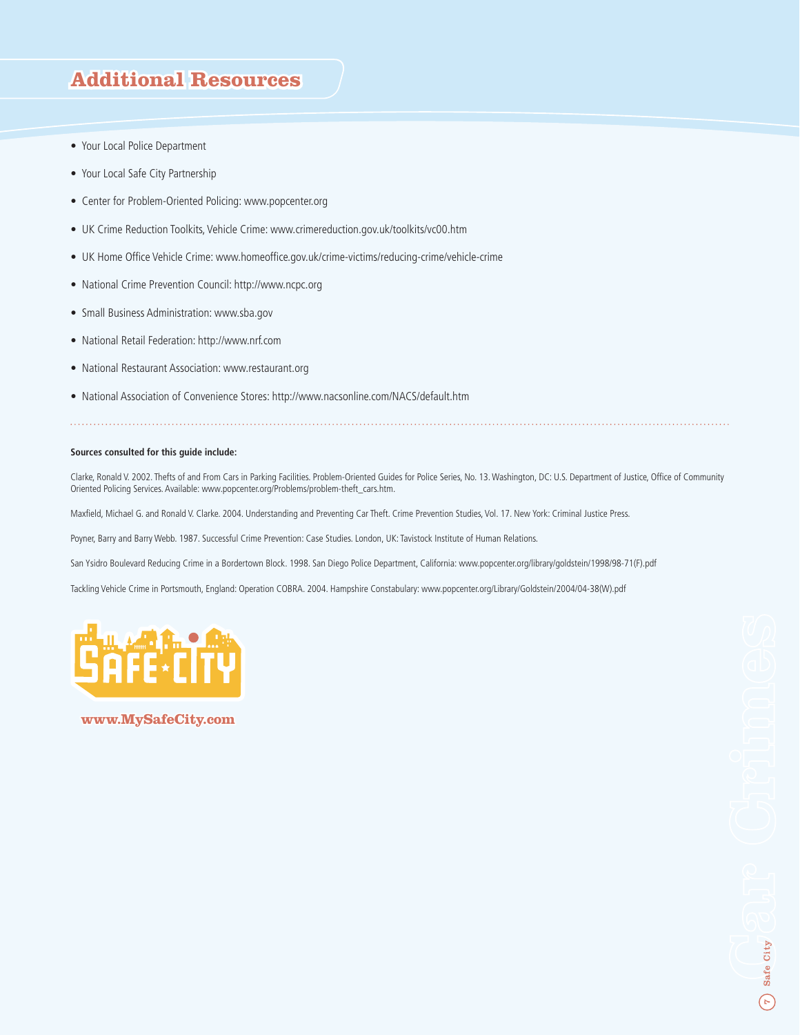## Additional Resources

- Your Local Police Department
- Your Local Safe City Partnership
- Center for Problem-Oriented Policing: www.popcenter.org
- UK Crime Reduction Toolkits, Vehicle Crime: www.crimereduction.gov.uk/toolkits/vc00.htm
- UK Home Office Vehicle Crime: www.homeoffice.gov.uk/crime-victims/reducing-crime/vehicle-crime
- National Crime Prevention Council: http://www.ncpc.org
- Small Business Administration: www.sba.gov
- National Retail Federation: http://www.nrf.com
- National Restaurant Association: www.restaurant.org
- National Association of Convenience Stores: http://www.nacsonline.com/NACS/default.htm

**Sources consulted for this guide include:**

Clarke, Ronald V. 2002. Thefts of and From Cars in Parking Facilities. Problem-Oriented Guides for Police Series, No. 13. Washington, DC: U.S. Department of Justice, Office of Community Oriented Policing Services. Available: www.popcenter.org/Problems/problem-theft_cars.htm.

Maxfield, Michael G. and Ronald V. Clarke. 2004. Understanding and Preventing Car Theft. Crime Prevention Studies, Vol. 17. New York: Criminal Justice Press.

Poyner, Barry and Barry Webb. 1987. Successful Crime Prevention: Case Studies. London, UK: Tavistock Institute of Human Relations.

San Ysidro Boulevard Reducing Crime in a Bordertown Block. 1998. San Diego Police Department, California: www.popcenter.org/library/goldstein/1998/98-71(F).pdf

Tackling Vehicle Crime in Portsmouth, England: Operation COBRA. 2004. Hampshire Constabulary: www.popcenter.org/Library/Goldstein/2004/04-38(W).pdf

SAFE CITY

www.MySafeCity.com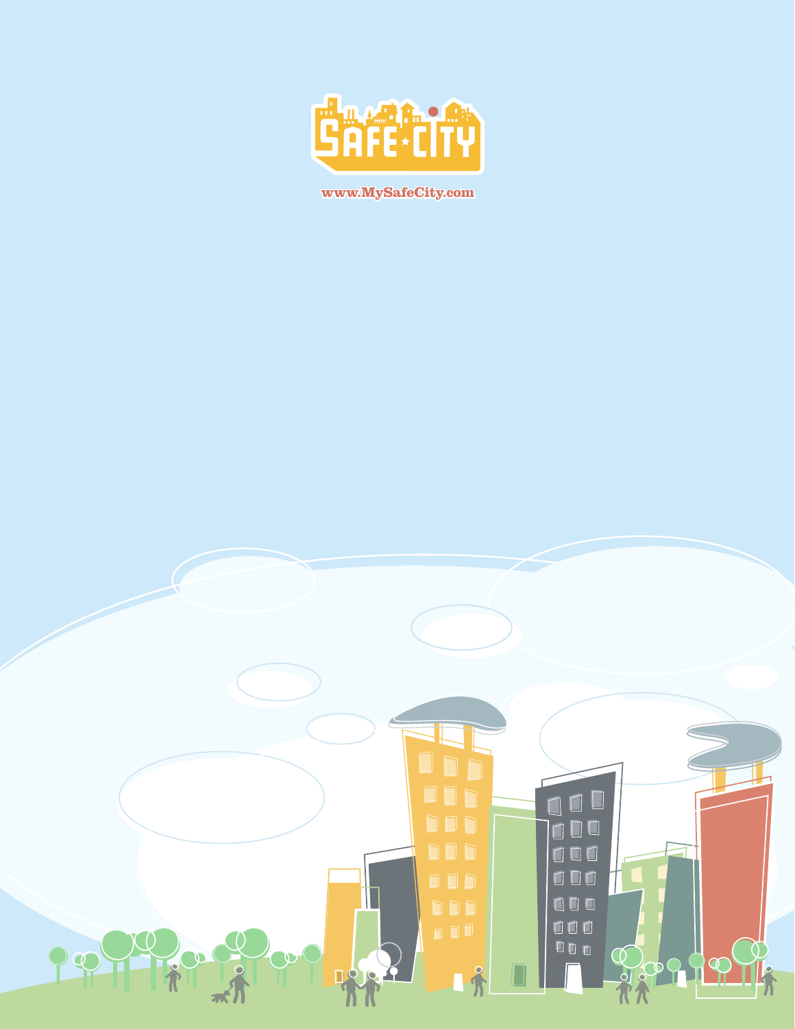www.MySafeCity.com